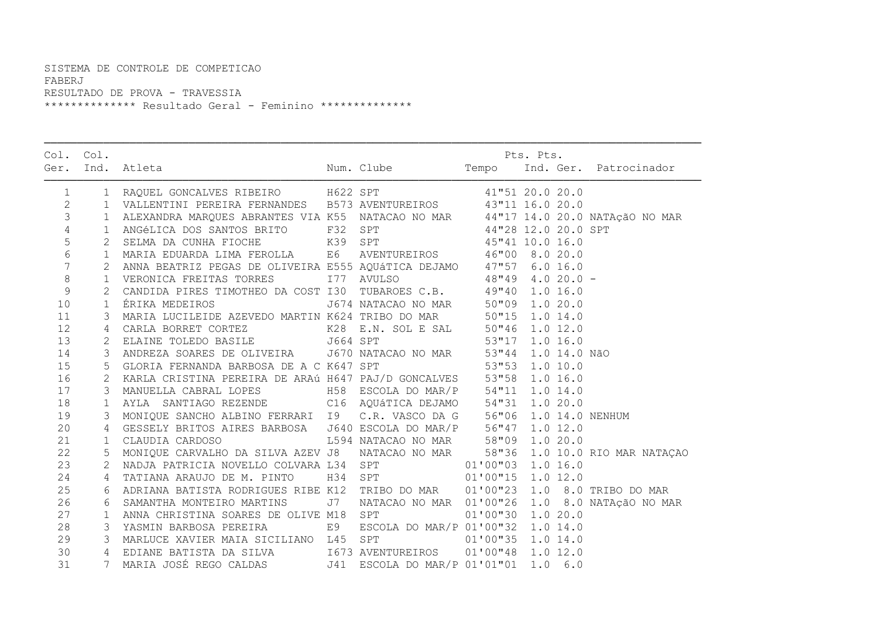SISTEMA DE CONTROLE DE COMPETICAO
FABERJ
RESULTADO DE PROVA - TRAVESSIA
************** Resultado Geral - Feminino **************

| Col. Ger. | Col. Ind. | Atleta | Num. | Clube | Tempo | Pts. Ind. | Pts. Ger. | Patrocinador |
|---|---|---|---|---|---|---|---|---|
| 1 | 1 | RAQUEL GONCALVES RIBEIRO | H622 | SPT | 41"51 | 20.0 | 20.0 | |
| 2 | 1 | VALLENTINI PEREIRA FERNANDES | B573 | AVENTUREIROS | 43"11 | 16.0 | 20.0 | |
| 3 | 1 | ALEXANDRA MARQUES ABRANTES VIA | K55 | NATACAO NO MAR | 44"17 | 14.0 | 20.0 | NATAçãO NO MAR |
| 4 | 1 | ANGéLICA DOS SANTOS BRITO | F32 | SPT | 44"28 | 12.0 | 20.0 | SPT |
| 5 | 2 | SELMA DA CUNHA FIOCHE | K39 | SPT | 45"41 | 10.0 | 16.0 | |
| 6 | 1 | MARIA EDUARDA LIMA FEROLLA | E6 | AVENTUREIROS | 46"00 | 8.0 | 20.0 | |
| 7 | 2 | ANNA BEATRIZ PEGAS DE OLIVEIRA | E555 | AQUáTICA DEJAMO | 47"57 | 6.0 | 16.0 | |
| 8 | 1 | VERONICA FREITAS TORRES | I77 | AVULSO | 48"49 | 4.0 | 20.0 | - |
| 9 | 2 | CANDIDA PIRES TIMOTHEO DA COST | I30 | TUBAROES C.B. | 49"40 | 1.0 | 16.0 | |
| 10 | 1 | ÉRIKA MEDEIROS | J674 | NATACAO NO MAR | 50"09 | 1.0 | 20.0 | |
| 11 | 3 | MARIA LUCILEIDE AZEVEDO MARTIN | K624 | TRIBO DO MAR | 50"15 | 1.0 | 14.0 | |
| 12 | 4 | CARLA BORRET CORTEZ | K28 | E.N. SOL E SAL | 50"46 | 1.0 | 12.0 | |
| 13 | 2 | ELAINE TOLEDO BASILE | J664 | SPT | 53"17 | 1.0 | 16.0 | |
| 14 | 3 | ANDREZA SOARES DE OLIVEIRA | J670 | NATACAO NO MAR | 53"44 | 1.0 | 14.0 | NãO |
| 15 | 5 | GLORIA FERNANDA BARBOSA DE A C | K647 | SPT | 53"53 | 1.0 | 10.0 | |
| 16 | 2 | KARLA CRISTINA PEREIRA DE ARAú | H647 | PAJ/D GONCALVES | 53"58 | 1.0 | 16.0 | |
| 17 | 3 | MANUELLA CABRAL LOPES | H58 | ESCOLA DO MAR/P | 54"11 | 1.0 | 14.0 | |
| 18 | 1 | AYLA SANTIAGO REZENDE | C16 | AQUáTICA DEJAMO | 54"31 | 1.0 | 20.0 | |
| 19 | 3 | MONIQUE SANCHO ALBINO FERRARI | I9 | C.R. VASCO DA G | 56"06 | 1.0 | 14.0 | NENHUM |
| 20 | 4 | GESSELY BRITOS AIRES BARBOSA | J640 | ESCOLA DO MAR/P | 56"47 | 1.0 | 12.0 | |
| 21 | 1 | CLAUDIA CARDOSO | L594 | NATACAO NO MAR | 58"09 | 1.0 | 20.0 | |
| 22 | 5 | MONIQUE CARVALHO DA SILVA AZEV | J8 | NATACAO NO MAR | 58"36 | 1.0 | 10.0 | RIO MAR NATAÇAO |
| 23 | 2 | NADJA PATRICIA NOVELLO COLVARA | L34 | SPT | 01'00"03 | 1.0 | 16.0 | |
| 24 | 4 | TATIANA ARAUJO DE M. PINTO | H34 | SPT | 01'00"15 | 1.0 | 12.0 | |
| 25 | 6 | ADRIANA BATISTA RODRIGUES RIBE | K12 | TRIBO DO MAR | 01'00"23 | 1.0 | 8.0 | TRIBO DO MAR |
| 26 | 6 | SAMANTHA MONTEIRO MARTINS | J7 | NATACAO NO MAR | 01'00"26 | 1.0 | 8.0 | NATAçãO NO MAR |
| 27 | 1 | ANNA CHRISTINA SOARES DE OLIVE | M18 | SPT | 01'00"30 | 1.0 | 20.0 | |
| 28 | 3 | YASMIN BARBOSA PEREIRA | E9 | ESCOLA DO MAR/P | 01'00"32 | 1.0 | 14.0 | |
| 29 | 3 | MARLUCE XAVIER MAIA SICILIANO | L45 | SPT | 01'00"35 | 1.0 | 14.0 | |
| 30 | 4 | EDIANE BATISTA DA SILVA | I673 | AVENTUREIROS | 01'00"48 | 1.0 | 12.0 | |
| 31 | 7 | MARIA JOSÉ REGO CALDAS | J41 | ESCOLA DO MAR/P | 01'01"01 | 1.0 | 6.0 | |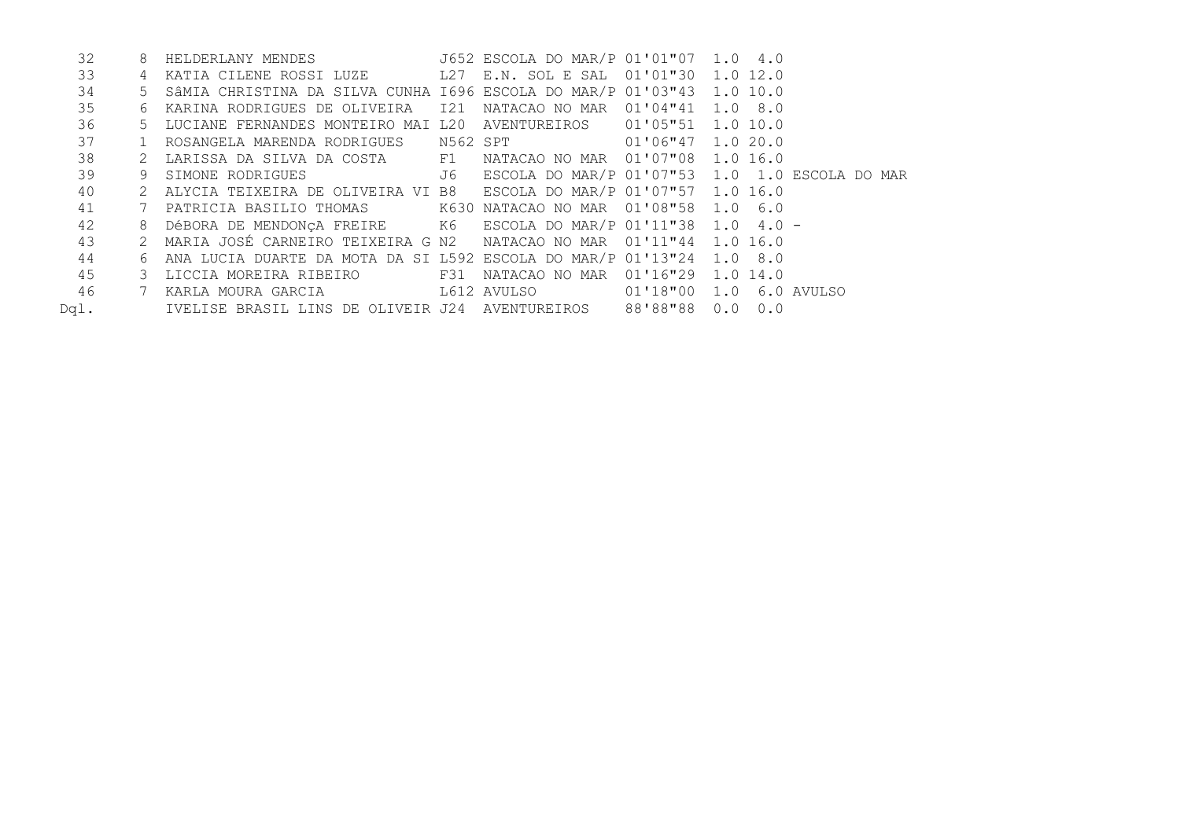| | | | | | | | | |
|---|---|---|---|---|---|---|---|---|
| 32 | 8 | HELDERLANY MENDES | J652 | ESCOLA DO MAR/P | 01'01"07 | 1.0 | 4.0 | |
| 33 | 4 | KATIA CILENE ROSSI LUZE | L27 | E.N. SOL E SAL | 01'01"30 | 1.0 | 12.0 | |
| 34 | 5 | SâMIA CHRISTINA DA SILVA CUNHA | I696 | ESCOLA DO MAR/P | 01'03"43 | 1.0 | 10.0 | |
| 35 | 6 | KARINA RODRIGUES DE OLIVEIRA | I21 | NATACAO NO MAR | 01'04"41 | 1.0 | 8.0 | |
| 36 | 5 | LUCIANE FERNANDES MONTEIRO MAI | L20 | AVENTUREIROS | 01'05"51 | 1.0 | 10.0 | |
| 37 | 1 | ROSANGELA MARENDA RODRIGUES | N562 | SPT | 01'06"47 | 1.0 | 20.0 | |
| 38 | 2 | LARISSA DA SILVA DA COSTA | F1 | NATACAO NO MAR | 01'07"08 | 1.0 | 16.0 | |
| 39 | 9 | SIMONE RODRIGUES | J6 | ESCOLA DO MAR/P | 01'07"53 | 1.0 | 1.0 | ESCOLA DO MAR |
| 40 | 2 | ALYCIA TEIXEIRA DE OLIVEIRA VI | B8 | ESCOLA DO MAR/P | 01'07"57 | 1.0 | 16.0 | |
| 41 | 7 | PATRICIA BASILIO THOMAS | K630 | NATACAO NO MAR | 01'08"58 | 1.0 | 6.0 | |
| 42 | 8 | DéBORA DE MENDONçA FREIRE | K6 | ESCOLA DO MAR/P | 01'11"38 | 1.0 | 4.0 | - |
| 43 | 2 | MARIA JOSÉ CARNEIRO TEIXEIRA G | N2 | NATACAO NO MAR | 01'11"44 | 1.0 | 16.0 | |
| 44 | 6 | ANA LUCIA DUARTE DA MOTA DA SI | L592 | ESCOLA DO MAR/P | 01'13"24 | 1.0 | 8.0 | |
| 45 | 3 | LICCIA MOREIRA RIBEIRO | F31 | NATACAO NO MAR | 01'16"29 | 1.0 | 14.0 | |
| 46 | 7 | KARLA MOURA GARCIA | L612 | AVULSO | 01'18"00 | 1.0 | 6.0 | AVULSO |
| Dql. | | IVELISE BRASIL LINS DE OLIVEIR | J24 | AVENTUREIROS | 88'88"88 | 0.0 | 0.0 | |